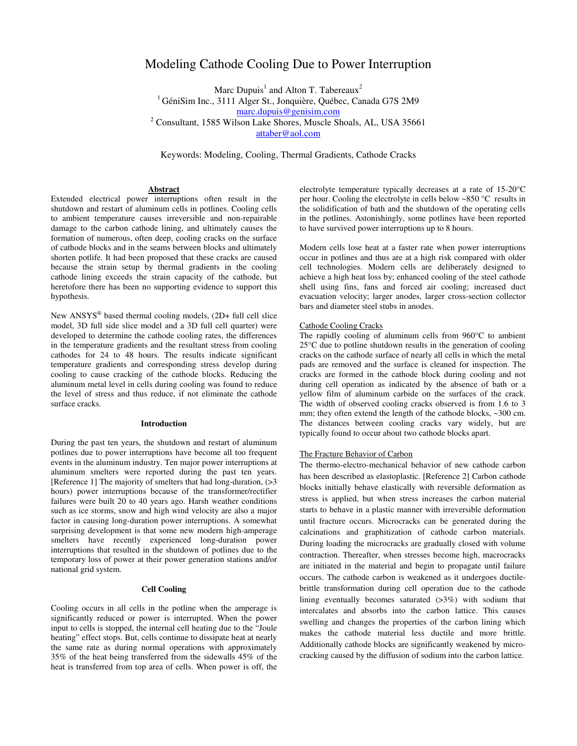# Modeling Cathode Cooling Due to Power Interruption

Marc Dupuis[1] and Alton T. Tabereaux[2]

[1] GéniSim Inc., 3111 Alger St., Jonquière, Québec, Canada G7S 2M9
marc.dupuis@genisim.com

[2] Consultant, 1585 Wilson Lake Shores, Muscle Shoals, AL, USA 35661
attaber@aol.com

Keywords: Modeling, Cooling, Thermal Gradients, Cathode Cracks

## Abstract

Extended electrical power interruptions often result in the shutdown and restart of aluminum cells in potlines. Cooling cells to ambient temperature causes irreversible and non-repairable damage to the carbon cathode lining, and ultimately causes the formation of numerous, often deep, cooling cracks on the surface of cathode blocks and in the seams between blocks and ultimately shorten potlife. It had been proposed that these cracks are caused because the strain setup by thermal gradients in the cooling cathode lining exceeds the strain capacity of the cathode, but heretofore there has been no supporting evidence to support this hypothesis.

New ANSYS® based thermal cooling models, (2D+ full cell slice model, 3D full side slice model and a 3D full cell quarter) were developed to determine the cathode cooling rates, the differences in the temperature gradients and the resultant stress from cooling cathodes for 24 to 48 hours. The results indicate significant temperature gradients and corresponding stress develop during cooling to cause cracking of the cathode blocks. Reducing the aluminum metal level in cells during cooling was found to reduce the level of stress and thus reduce, if not eliminate the cathode surface cracks.

## Introduction

During the past ten years, the shutdown and restart of aluminum potlines due to power interruptions have become all too frequent events in the aluminum industry. Ten major power interruptions at aluminum smelters were reported during the past ten years. [Reference 1] The majority of smelters that had long-duration, (>3 hours) power interruptions because of the transformer/rectifier failures were built 20 to 40 years ago. Harsh weather conditions such as ice storms, snow and high wind velocity are also a major factor in causing long-duration power interruptions. A somewhat surprising development is that some new modern high-amperage smelters have recently experienced long-duration power interruptions that resulted in the shutdown of potlines due to the temporary loss of power at their power generation stations and/or national grid system.

## Cell Cooling

Cooling occurs in all cells in the potline when the amperage is significantly reduced or power is interrupted. When the power input to cells is stopped, the internal cell heating due to the "Joule heating" effect stops. But, cells continue to dissipate heat at nearly the same rate as during normal operations with approximately 35% of the heat being transferred from the sidewalls 45% of the heat is transferred from top area of cells. When power is off, the electrolyte temperature typically decreases at a rate of 15-20°C per hour. Cooling the electrolyte in cells below ~850 °C results in the solidification of bath and the shutdown of the operating cells in the potlines. Astonishingly, some potlines have been reported to have survived power interruptions up to 8 hours.

Modern cells lose heat at a faster rate when power interruptions occur in potlines and thus are at a high risk compared with older cell technologies. Modern cells are deliberately designed to achieve a high heat loss by; enhanced cooling of the steel cathode shell using fins, fans and forced air cooling; increased duct evacuation velocity; larger anodes, larger cross-section collector bars and diameter steel stubs in anodes.

### Cathode Cooling Cracks

The rapidly cooling of aluminum cells from 960°C to ambient 25°C due to potline shutdown results in the generation of cooling cracks on the cathode surface of nearly all cells in which the metal pads are removed and the surface is cleaned for inspection. The cracks are formed in the cathode block during cooling and not during cell operation as indicated by the absence of bath or a yellow film of aluminum carbide on the surfaces of the crack. The width of observed cooling cracks observed is from 1.6 to 3 mm; they often extend the length of the cathode blocks, ~300 cm. The distances between cooling cracks vary widely, but are typically found to occur about two cathode blocks apart.

### The Fracture Behavior of Carbon

The thermo-electro-mechanical behavior of new cathode carbon has been described as elastoplastic. [Reference 2] Carbon cathode blocks initially behave elastically with reversible deformation as stress is applied, but when stress increases the carbon material starts to behave in a plastic manner with irreversible deformation until fracture occurs. Microcracks can be generated during the calcinations and graphitization of cathode carbon materials. During loading the microcracks are gradually closed with volume contraction. Thereafter, when stresses become high, macrocracks are initiated in the material and begin to propagate until failure occurs. The cathode carbon is weakened as it undergoes ductile-brittle transformation during cell operation due to the cathode lining eventually becomes saturated (>3%) with sodium that intercalates and absorbs into the carbon lattice. This causes swelling and changes the properties of the carbon lining which makes the cathode material less ductile and more brittle. Additionally cathode blocks are significantly weakened by micro-cracking caused by the diffusion of sodium into the carbon lattice.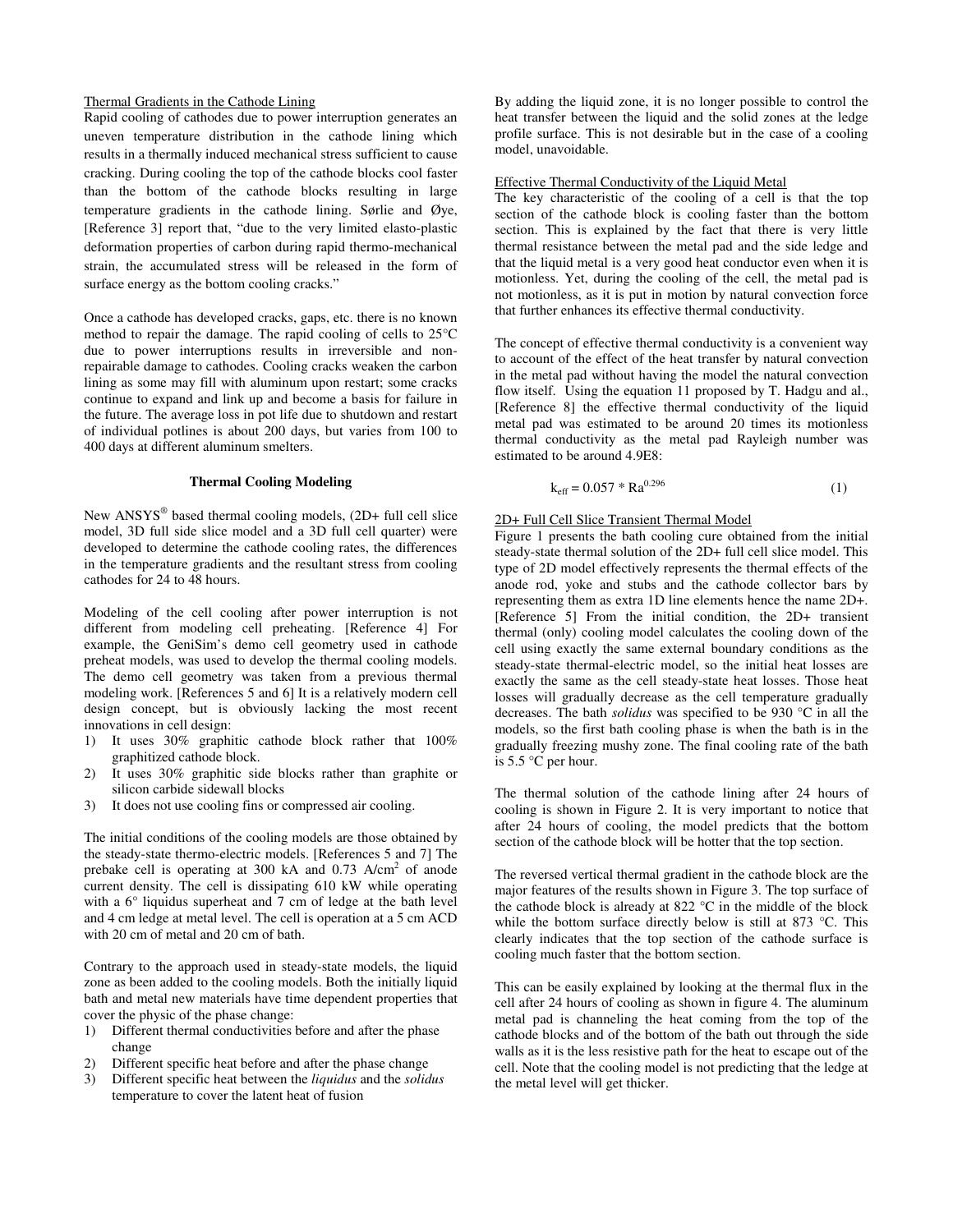Thermal Gradients in the Cathode Lining

Rapid cooling of cathodes due to power interruption generates an uneven temperature distribution in the cathode lining which results in a thermally induced mechanical stress sufficient to cause cracking. During cooling the top of the cathode blocks cool faster than the bottom of the cathode blocks resulting in large temperature gradients in the cathode lining. Sørlie and Øye, [Reference 3] report that, "due to the very limited elasto-plastic deformation properties of carbon during rapid thermo-mechanical strain, the accumulated stress will be released in the form of surface energy as the bottom cooling cracks."

Once a cathode has developed cracks, gaps, etc. there is no known method to repair the damage. The rapid cooling of cells to 25°C due to power interruptions results in irreversible and non-repairable damage to cathodes. Cooling cracks weaken the carbon lining as some may fill with aluminum upon restart; some cracks continue to expand and link up and become a basis for failure in the future. The average loss in pot life due to shutdown and restart of individual potlines is about 200 days, but varies from 100 to 400 days at different aluminum smelters.

## Thermal Cooling Modeling

New ANSYS® based thermal cooling models, (2D+ full cell slice model, 3D full side slice model and a 3D full cell quarter) were developed to determine the cathode cooling rates, the differences in the temperature gradients and the resultant stress from cooling cathodes for 24 to 48 hours.

Modeling of the cell cooling after power interruption is not different from modeling cell preheating. [Reference 4] For example, the GeniSim's demo cell geometry used in cathode preheat models, was used to develop the thermal cooling models. The demo cell geometry was taken from a previous thermal modeling work. [References 5 and 6] It is a relatively modern cell design concept, but is obviously lacking the most recent innovations in cell design:

1) It uses 30% graphitic cathode block rather that 100% graphitized cathode block.
2) It uses 30% graphitic side blocks rather than graphite or silicon carbide sidewall blocks
3) It does not use cooling fins or compressed air cooling.

The initial conditions of the cooling models are those obtained by the steady-state thermo-electric models. [References 5 and 7] The prebake cell is operating at 300 kA and 0.73 A/cm² of anode current density. The cell is dissipating 610 kW while operating with a 6° liquidus superheat and 7 cm of ledge at the bath level and 4 cm ledge at metal level. The cell is operation at a 5 cm ACD with 20 cm of metal and 20 cm of bath.

Contrary to the approach used in steady-state models, the liquid zone as been added to the cooling models. Both the initially liquid bath and metal new materials have time dependent properties that cover the physic of the phase change:

1) Different thermal conductivities before and after the phase change
2) Different specific heat before and after the phase change
3) Different specific heat between the *liquidus* and the *solidus* temperature to cover the latent heat of fusion

By adding the liquid zone, it is no longer possible to control the heat transfer between the liquid and the solid zones at the ledge profile surface. This is not desirable but in the case of a cooling model, unavoidable.

Effective Thermal Conductivity of the Liquid Metal

The key characteristic of the cooling of a cell is that the top section of the cathode block is cooling faster than the bottom section. This is explained by the fact that there is very little thermal resistance between the metal pad and the side ledge and that the liquid metal is a very good heat conductor even when it is motionless. Yet, during the cooling of the cell, the metal pad is not motionless, as it is put in motion by natural convection force that further enhances its effective thermal conductivity.

The concept of effective thermal conductivity is a convenient way to account of the effect of the heat transfer by natural convection in the metal pad without having the model the natural convection flow itself. Using the equation 11 proposed by T. Hadgu and al., [Reference 8] the effective thermal conductivity of the liquid metal pad was estimated to be around 20 times its motionless thermal conductivity as the metal pad Rayleigh number was estimated to be around 4.9E8:

$$k_{eff} = 0.057 * Ra^{0.296} \quad (1)$$

2D+ Full Cell Slice Transient Thermal Model

Figure 1 presents the bath cooling cure obtained from the initial steady-state thermal solution of the 2D+ full cell slice model. This type of 2D model effectively represents the thermal effects of the anode rod, yoke and stubs and the cathode collector bars by representing them as extra 1D line elements hence the name 2D+. [Reference 5] From the initial condition, the 2D+ transient thermal (only) cooling model calculates the cooling down of the cell using exactly the same external boundary conditions as the steady-state thermal-electric model, so the initial heat losses are exactly the same as the cell steady-state heat losses. Those heat losses will gradually decrease as the cell temperature gradually decreases. The bath *solidus* was specified to 930 °C in all the models, so the first bath cooling phase is when the bath is in the gradually freezing mushy zone. The final cooling rate of the bath is 5.5 °C per hour.

The thermal solution of the cathode lining after 24 hours of cooling is shown in Figure 2. It is very important to notice that after 24 hours of cooling, the model predicts that the bottom section of the cathode block will be hotter that the top section.

The reversed vertical thermal gradient in the cathode block are the major features of the results shown in Figure 3. The top surface of the cathode block is already at 822 °C in the middle of the block while the bottom surface directly below is still at 873 °C. This clearly indicates that the top section of the cathode surface is cooling much faster that the bottom section.

This can be easily explained by looking at the thermal flux in the cell after 24 hours of cooling as shown in figure 4. The aluminum metal pad is channeling the heat coming from the top of the cathode blocks and of the bottom of the bath out through the side walls as it is the less resistive path for the heat to escape out of the cell. Note that the cooling model is not predicting that the ledge at the metal level will get thicker.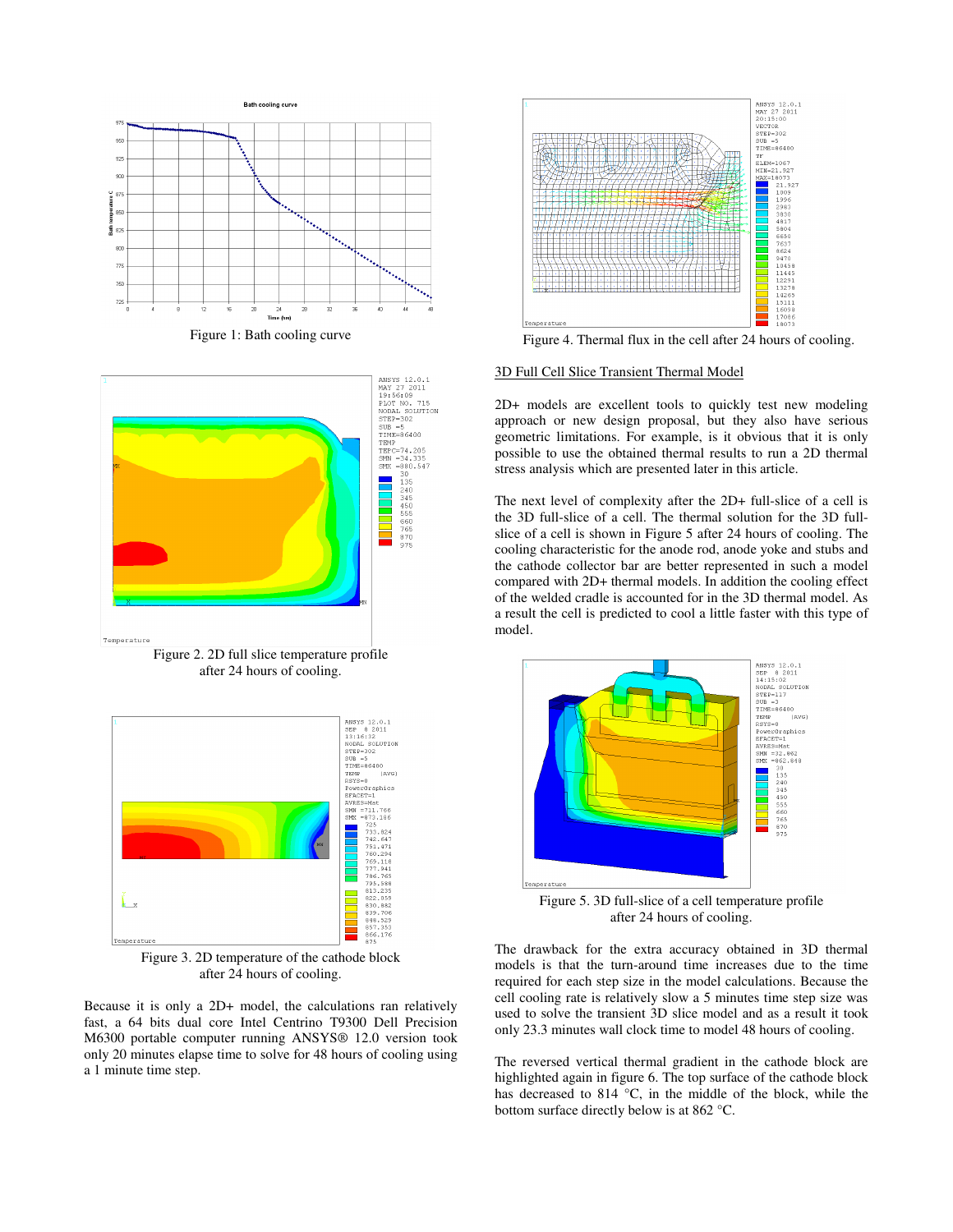Figure 1: Bath cooling curve

Figure 2. 2D full slice temperature profile after 24 hours of cooling.

Figure 3. 2D temperature of the cathode block after 24 hours of cooling.

Because it is only a 2D+ model, the calculations ran relatively fast, a 64 bits dual core Intel Centrino T9300 Dell Precision M6300 portable computer running ANSYS® 12.0 version took only 20 minutes elapse time to solve for 48 hours of cooling using a 1 minute time step.

Figure 4. Thermal flux in the cell after 24 hours of cooling.

3D Full Cell Slice Transient Thermal Model

2D+ models are excellent tools to quickly test new modeling approach or new design proposal, but they also have serious geometric limitations. For example, is it obvious that it is only possible to use the obtained thermal results to run a 2D thermal stress analysis which are presented later in this article.

The next level of complexity after the 2D+ full-slice of a cell is the 3D full-slice of a cell. The thermal solution for the 3D full-slice of a cell is shown in Figure 5 after 24 hours of cooling. The cooling characteristic for the anode rod, anode yoke and stubs and the cathode collector bar are better represented in such a model compared with 2D+ thermal models. In addition the cooling effect of the welded cradle is accounted for in the 3D thermal model. As a result the cell is predicted to cool a little faster with this type of model.

Figure 5. 3D full-slice of a cell temperature profile after 24 hours of cooling.

The drawback for the extra accuracy obtained in 3D thermal models is that the turn-around time increases due to the time required for each step size in the model calculations. Because the cell cooling rate is relatively slow a 5 minutes time step size was used to solve the transient 3D slice model and as a result it took only 23.3 minutes wall clock time to model 48 hours of cooling.

The reversed vertical thermal gradient in the cathode block are highlighted again in figure 6. The top surface of the cathode block has decreased to 814 °C, in the middle of the block, while the bottom surface directly below is at 862 °C.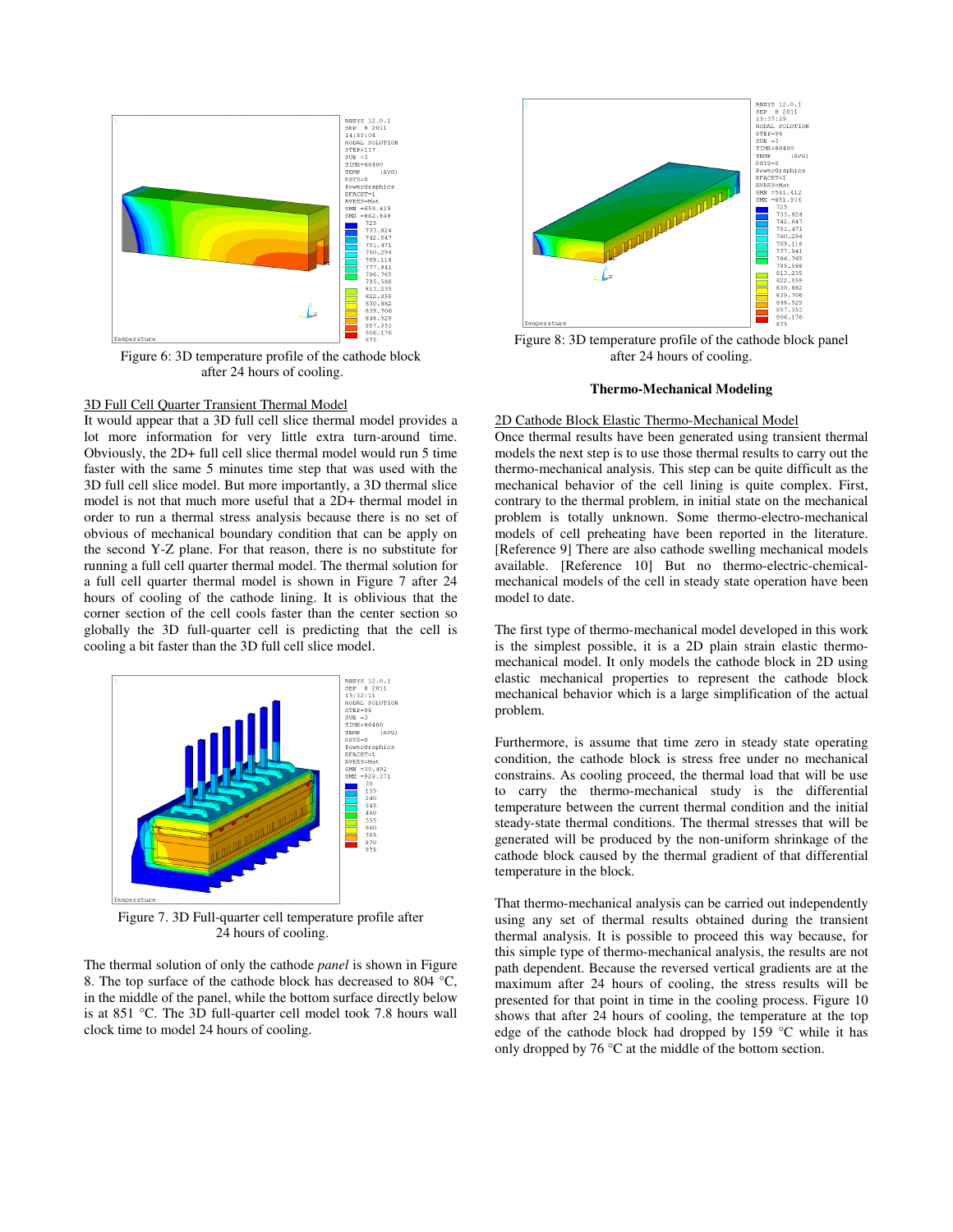Figure 6: 3D temperature profile of the cathode block after 24 hours of cooling.

### 3D Full Cell Quarter Transient Thermal Model

It would appear that a 3D full cell slice thermal model provides a lot more information for very little extra turn-around time. Obviously, the 2D+ full cell slice thermal model would run 5 time faster with the same 5 minutes time step that was used with the 3D full cell slice model. But more importantly, a 3D thermal slice model is not that much more useful that a 2D+ thermal model in order to run a thermal stress analysis because there is no set of obvious of mechanical boundary condition that can be apply on the second Y-Z plane. For that reason, there is no substitute for running a full cell quarter thermal model. The thermal solution for a full cell quarter thermal model is shown in Figure 7 after 24 hours of cooling of the cathode lining. It is oblivious that the corner section of the cell cools faster than the center section so globally the 3D full-quarter cell is predicting that the cell is cooling a bit faster than the 3D full cell slice model.

Figure 7. 3D Full-quarter cell temperature profile after 24 hours of cooling.

The thermal solution of only the cathode *panel* is shown in Figure 8. The top surface of the cathode block has decreased to 804 °C, in the middle of the panel, while the bottom surface directly below is at 851 °C. The 3D full-quarter cell model took 7.8 hours wall clock time to model 24 hours of cooling.

Figure 8: 3D temperature profile of the cathode block panel after 24 hours of cooling.

## Thermo-Mechanical Modeling

### 2D Cathode Block Elastic Thermo-Mechanical Model

Once thermal results have been generated using transient thermal models the next step is to use those thermal results to carry out the thermo-mechanical analysis. This step can be quite difficult as the mechanical behavior of the cell lining is quite complex. First, contrary to the thermal problem, in initial state on the mechanical problem is totally unknown. Some thermo-electro-mechanical models of cell preheating have been reported in the literature. [Reference 9] There are also cathode swelling mechanical models available. [Reference 10] But no thermo-electric-chemical-mechanical models of the cell in steady state operation have been model to date.

The first type of thermo-mechanical model developed in this work is the simplest possible, it is a 2D plain strain elastic thermo-mechanical model. It only models the cathode block in 2D using elastic mechanical properties to represent the cathode block mechanical behavior which is a large simplification of the actual problem.

Furthermore, is assume that time zero in steady state operating condition, the cathode block is stress free under no mechanical constrains. As cooling proceed, the thermal load that will be use to carry the thermo-mechanical study is the differential temperature between the current thermal condition and the initial steady-state thermal conditions. The thermal stresses that will be generated will be produced by the non-uniform shrinkage of the cathode block caused by the thermal gradient of that differential temperature in the block.

That thermo-mechanical analysis can be carried out independently using any set of thermal results obtained during the transient thermal analysis. It is possible to proceed this way because, for this simple type of thermo-mechanical analysis, the results are not path dependent. Because the reversed vertical gradients are at the maximum after 24 hours of cooling, the stress results will be presented for that point in time in the cooling process. Figure 10 shows that after 24 hours of cooling, the temperature at the top edge of the cathode block had dropped by 159 °C while it has only dropped by 76 °C at the middle of the bottom section.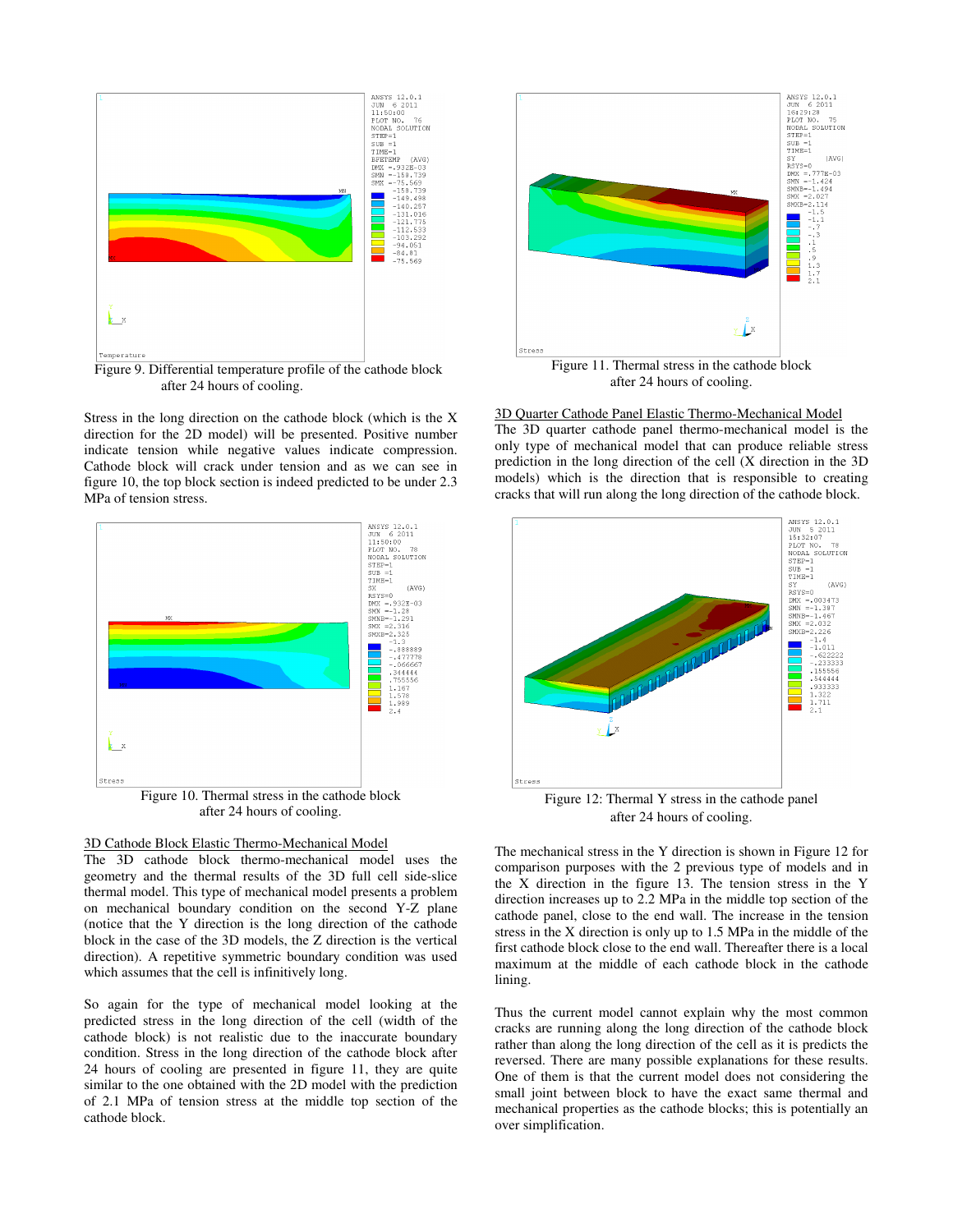Figure 9. Differential temperature profile of the cathode block after 24 hours of cooling.

Stress in the long direction on the cathode block (which is the X direction for the 2D model) will be presented. Positive number indicate tension while negative values indicate compression. Cathode block will crack under tension and as we can see in figure 10, the top block section is indeed predicted to be under 2.3 MPa of tension stress.

Figure 10. Thermal stress in the cathode block after 24 hours of cooling.

### 3D Cathode Block Elastic Thermo-Mechanical Model

The 3D cathode block thermo-mechanical model uses the geometry and the thermal results of the 3D full cell side-slice thermal model. This type of mechanical model presents a problem on mechanical boundary condition on the second Y-Z plane (notice that the Y direction is the long direction of the cathode block in the case of the 3D models, the Z direction is the vertical direction). A repetitive symmetric boundary condition was used which assumes that the cell is infinitively long.

So again for the type of mechanical model looking at the predicted stress in the long direction of the cell (width of the cathode block) is not realistic due to the inaccurate boundary condition. Stress in the long direction of the cathode block after 24 hours of cooling are presented in figure 11, they are quite similar to the one obtained with the 2D model with the prediction of 2.1 MPa of tension stress at the middle top section of the cathode block.

Figure 11. Thermal stress in the cathode block after 24 hours of cooling.

### 3D Quarter Cathode Panel Elastic Thermo-Mechanical Model

The 3D quarter cathode panel thermo-mechanical model is the only type of mechanical model that can produce reliable stress prediction in the long direction of the cell (X direction in the 3D models) which is the direction that is responsible to creating cracks that will run along the long direction of the cathode block.

Figure 12: Thermal Y stress in the cathode panel after 24 hours of cooling.

The mechanical stress in the Y direction is shown in Figure 12 for comparison purposes with the 2 previous type of models and in the X direction in the figure 13. The tension stress in the Y direction increases up to 2.2 MPa in the middle top section of the cathode panel, close to the end wall. The increase in the tension stress in the X direction is only up to 1.5 MPa in the middle of the first cathode block close to the end wall. Thereafter there is a local maximum at the middle of each cathode block in the cathode lining.

Thus the current model cannot explain why the most common cracks are running along the long direction of the cathode block rather than along the long direction of the cell as it is predicts the reversed. There are many possible explanations for these results. One of them is that the current model does not considering the small joint between block to have the exact same thermal and mechanical properties as the cathode blocks; this is potentially an over simplification.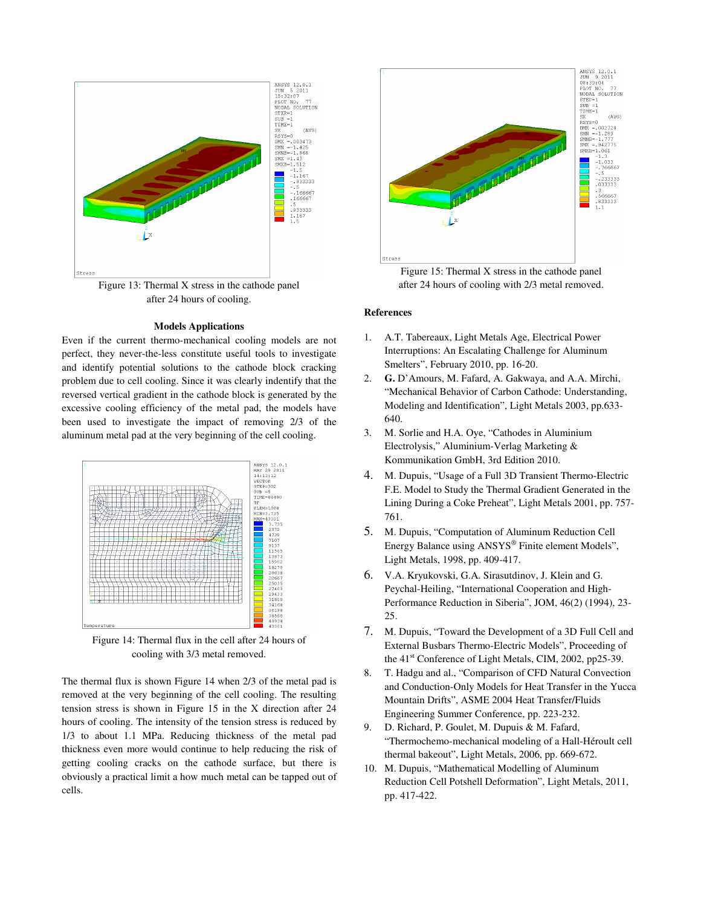ANSYS 12.0.1
JUN 5 2011
15:32:07
PLOT NO. 77
NODAL SOLUTION
STEP=1
SUB =1
TIME=1
SX (AVG)
RSYS=0
DMX =.003473
SMN =-1.425
SMNB=-1.868
SMX =1.43
SMXB=1.512
-1.5
-1.167
-.833333
-.5
-.166667
.166667
.5
.833333
1.167
1.5

Stress

Figure 13: Thermal X stress in the cathode panel after 24 hours of cooling.

### Models Applications

Even if the current thermo-mechanical cooling models are not perfect, they never-the-less constitute useful tools to investigate and identify potential solutions to the cathode block cracking problem due to cell cooling. Since it was clearly indentify that the reversed vertical gradient in the cathode block is generated by the excessive cooling efficiency of the metal pad, the models have been used to investigate the impact of removing 2/3 of the aluminum metal pad at the very beginning of the cell cooling.

ANSYS 12.0.1
MAY 29 2011
14:13:12
VECTOR
STEP=302
SUB =5
TIME=86400
TF
ELEM=1068
MIN=3.735
MAX=43301
3.735
2372
4739
7107
9137
11505
13873
15902
18270
20638
22667
25035
27403
29433
31800
34168
36198
38566
40934
43301

Temperature

Figure 14: Thermal flux in the cell after 24 hours of cooling with 3/3 metal removed.

The thermal flux is shown Figure 14 when 2/3 of the metal pad is removed at the very beginning of the cell cooling. The resulting tension stress is shown in Figure 15 in the X direction after 24 hours of cooling. The intensity of the tension stress is reduced by 1/3 to about 1.1 MPa. Reducing thickness of the metal pad thickness even more would continue to help reducing the risk of getting cooling cracks on the cathode surface, but there is obviously a practical limit a how much metal can be tapped out of cells.

ANSYS 12.0.1
JUN 9 2011
08:39:04
PLOT NO. 77
NODAL SOLUTION
STEP=1
SUB =1
TIME=1
SX (AVG)
RSYS=0
DMX =.002728
SMN =-1.289
SMNB=-1.777
SMX =.942775
SMXB=1.061
-1.3
-1.033
-.766667
-.5
-.233333
.033333
.3
.566667
.833333
1.1

Stress

Figure 15: Thermal X stress in the cathode panel after 24 hours of cooling with 2/3 metal removed.

### References

1. A.T. Tabereaux, Light Metals Age, Electrical Power Interruptions: An Escalating Challenge for Aluminum Smelters", February 2010, pp. 16-20.
2. **G.** D'Amours, M. Fafard, A. Gakwaya, and A.A. Mirchi, "Mechanical Behavior of Carbon Cathode: Understanding, Modeling and Identification," Light Metals 2003, pp.633-640.
3. M. Sorlie and H.A. Oye, "Cathodes in Aluminium Electrolysis," Aluminium-Verlag Marketing & Kommunikation GmbH, 3rd Edition 2010.
4. M. Dupuis, "Usage of a Full 3D Transient Thermo-Electric F.E. Model to Study the Thermal Gradient Generated in the Lining During a Coke Preheat", Light Metals 2001, pp. 757-761.
5. M. Dupuis, "Computation of Aluminum Reduction Cell Energy Balance using ANSYS® Finite element Models", Light Metals, 1998, pp. 409-417.
6. V.A. Kryukovski, G.A. Sirasutdinov, J. Klein and G. Peychal-Heiling, "International Cooperation and High-Performance Reduction in Siberia", JOM, 46(2) (1994), 23-25.
7. M. Dupuis, "Toward the Development of a 3D Full Cell and External Busbars Thermo-Electric Models", Proceeding of the 41st Conference of Light Metals, CIM, 2002, pp25-39.
8. T. Hadgu and al., "Comparison of CFD Natural Convection and Conduction-Only Models for Heat Transfer in the Yucca Mountain Drifts", ASME 2004 Heat Transfer/Fluids Engineering Summer Conference, pp. 223-232.
9. D. Richard, P. Goulet, M. Dupuis & M. Fafard, "Thermochemo-mechanical modeling of a Hall-Héroult cell thermal bakeout", Light Metals, 2006, pp. 669-672.
10. M. Dupuis, "Mathematical Modelling of Aluminum Reduction Cell Potshell Deformation", Light Metals, 2011, pp. 417-422.